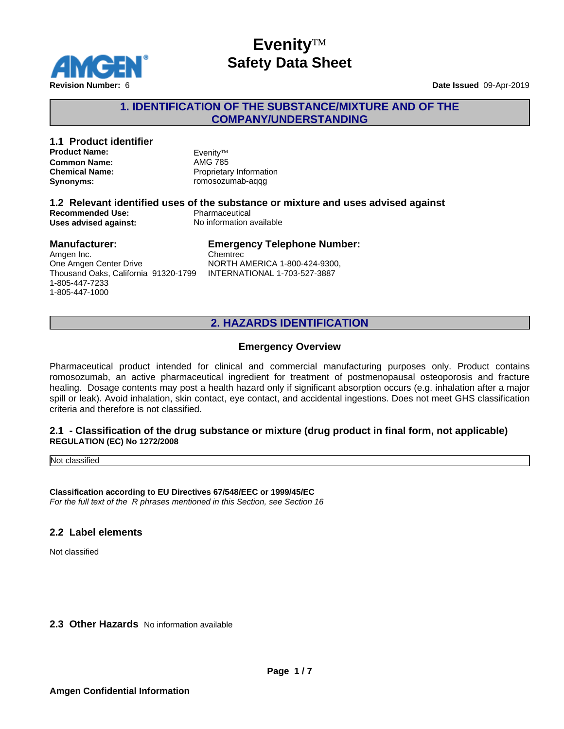# Evenity™
# Safety Data Sheet

**Revision Number:** 6

**Date Issued** 09-Apr-2019

## 1. IDENTIFICATION OF THE SUBSTANCE/MIXTURE AND OF THE COMPANY/UNDERSTANDING

### 1.1 Product identifier

| | |
|---|---|
| **Product Name:** | Evenity™ |
| **Common Name:** | AMG 785 |
| **Chemical Name:** | Proprietary Information |
| **Synonyms:** | romosozumab-aqqg |

### 1.2 Relevant identified uses of the substance or mixture and uses advised against

| | |
|---|---|
| **Recommended Use:** | Pharmaceutical |
| **Uses advised against:** | No information available |

### Manufacturer:

Amgen Inc.
One Amgen Center Drive
Thousand Oaks, California 91320-1799
1-805-447-7233
1-805-447-1000

### Emergency Telephone Number:

Chemtrec
NORTH AMERICA 1-800-424-9300,
INTERNATIONAL 1-703-527-3887

## 2. HAZARDS IDENTIFICATION

### Emergency Overview

Pharmaceutical product intended for clinical and commercial manufacturing purposes only. Product contains romosozumab, an active pharmaceutical ingredient for treatment of postmenopausal osteoporosis and fracture healing. Dosage contents may post a health hazard only if significant absorption occurs (e.g. inhalation after a major spill or leak). Avoid inhalation, skin contact, eye contact, and accidental ingestions. Does not meet GHS classification criteria and therefore is not classified.

### 2.1 - Classification of the drug substance or mixture (drug product in final form, not applicable)

**REGULATION (EC) No 1272/2008**

| Not classified |
|---|

**Classification according to EU Directives 67/548/EEC or 1999/45/EC**

*For the full text of the R phrases mentioned in this Section, see Section 16*

### 2.2 Label elements

Not classified

### 2.3 Other Hazards

No information available

**Amgen Confidential Information**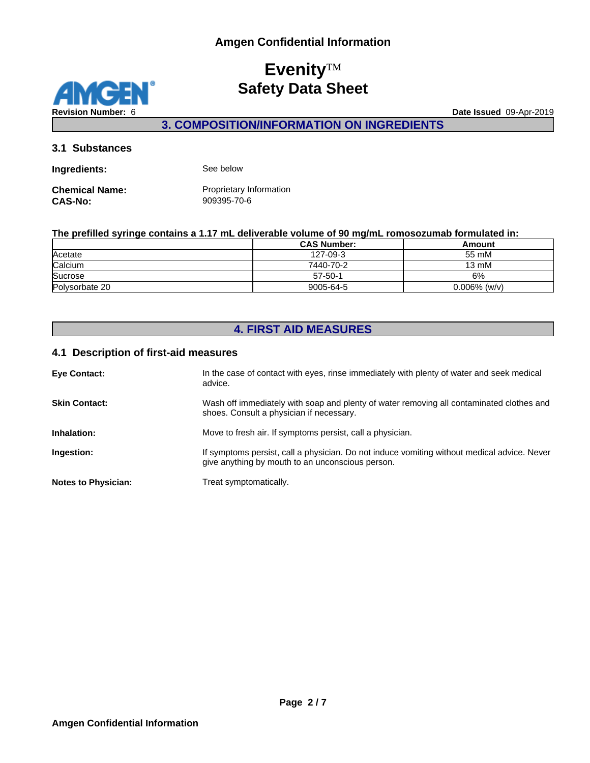## 3. COMPOSITION/INFORMATION ON INGREDIENTS

### 3.1 Substances

**Ingredients:** See below

**Chemical Name:** Proprietary Information
**CAS-No:** 909395-70-6

**The prefilled syringe contains a 1.17 mL deliverable volume of 90 mg/mL romosozumab formulated in:**

| | CAS Number: | Amount |
|---|---|---|
| Acetate | 127-09-3 | 55 mM |
| Calcium | 7440-70-2 | 13 mM |
| Sucrose | 57-50-1 | 6% |
| Polysorbate 20 | 9005-64-5 | 0.006% (w/v) |

## 4. FIRST AID MEASURES

### 4.1 Description of first-aid measures

**Eye Contact:** In the case of contact with eyes, rinse immediately with plenty of water and seek medical advice.

**Skin Contact:** Wash off immediately with soap and plenty of water removing all contaminated clothes and shoes. Consult a physician if necessary.

**Inhalation:** Move to fresh air. If symptoms persist, call a physician.

**Ingestion:** If symptoms persist, call a physician. Do not induce vomiting without medical advice. Never give anything by mouth to an unconscious person.

**Notes to Physician:** Treat symptomatically.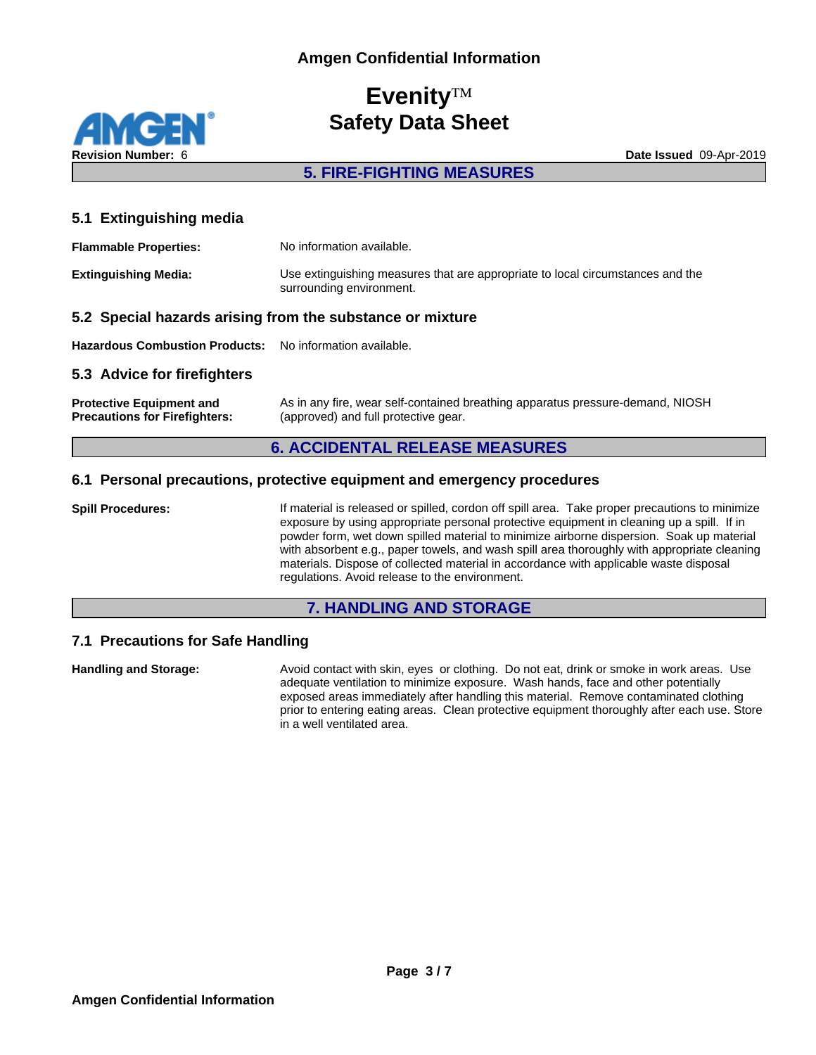## 5. FIRE-FIGHTING MEASURES

### 5.1 Extinguishing media

**Flammable Properties:** No information available.

**Extinguishing Media:** Use extinguishing measures that are appropriate to local circumstances and the surrounding environment.

### 5.2 Special hazards arising from the substance or mixture

**Hazardous Combustion Products:** No information available.

### 5.3 Advice for firefighters

**Protective Equipment and Precautions for Firefighters:** As in any fire, wear self-contained breathing apparatus pressure-demand, NIOSH (approved) and full protective gear.

## 6. ACCIDENTAL RELEASE MEASURES

### 6.1 Personal precautions, protective equipment and emergency procedures

**Spill Procedures:** If material is released or spilled, cordon off spill area. Take proper precautions to minimize exposure by using appropriate personal protective equipment in cleaning up a spill. If in powder form, wet down spilled material to minimize airborne dispersion. Soak up material with absorbent e.g., paper towels, and wash spill area thoroughly with appropriate cleaning materials. Dispose of collected material in accordance with applicable waste disposal regulations. Avoid release to the environment.

## 7. HANDLING AND STORAGE

### 7.1 Precautions for Safe Handling

**Handling and Storage:** Avoid contact with skin, eyes or clothing. Do not eat, drink or smoke in work areas. Use adequate ventilation to minimize exposure. Wash hands, face and other potentially exposed areas immediately after handling this material. Remove contaminated clothing prior to entering eating areas. Clean protective equipment thoroughly after each use. Store in a well ventilated area.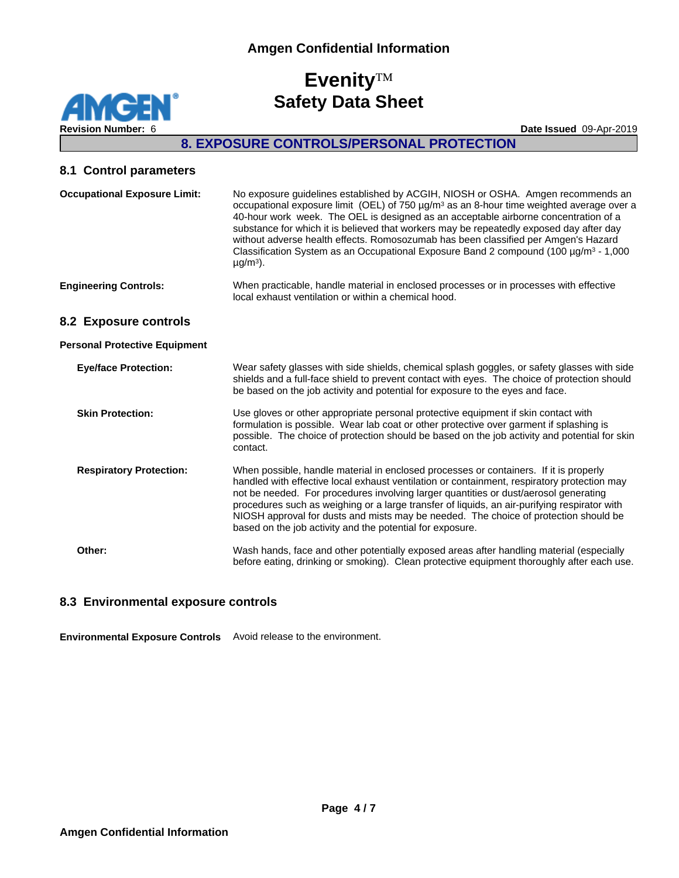## 8. EXPOSURE CONTROLS/PERSONAL PROTECTION

### 8.1 Control parameters

**Occupational Exposure Limit:** No exposure guidelines established by ACGIH, NIOSH or OSHA. Amgen recommends an occupational exposure limit (OEL) of 750 µg/m³ as an 8-hour time weighted average over a 40-hour work week. The OEL is designed as an acceptable airborne concentration of a substance for which it is believed that workers may be repeatedly exposed day after day without adverse health effects. Romosozumab has been classified per Amgen's Hazard Classification System as an Occupational Exposure Band 2 compound (100 µg/m³ - 1,000 µg/m³).

**Engineering Controls:** When practicable, handle material in enclosed processes or in processes with effective local exhaust ventilation or within a chemical hood.

### 8.2 Exposure controls

**Personal Protective Equipment**

**Eye/face Protection:** Wear safety glasses with side shields, chemical splash goggles, or safety glasses with side shields and a full-face shield to prevent contact with eyes. The choice of protection should be based on the job activity and potential for exposure to the eyes and face.

**Skin Protection:** Use gloves or other appropriate personal protective equipment if skin contact with formulation is possible. Wear lab coat or other protective over garment if splashing is possible. The choice of protection should be based on the job activity and potential for skin contact.

**Respiratory Protection:** When possible, handle material in enclosed processes or containers. If it is properly handled with effective local exhaust ventilation or containment, respiratory protection may not be needed. For procedures involving larger quantities or dust/aerosol generating procedures such as weighing or a large transfer of liquids, an air-purifying respirator with NIOSH approval for dusts and mists may be needed. The choice of protection should be based on the job activity and the potential for exposure.

**Other:** Wash hands, face and other potentially exposed areas after handling material (especially before eating, drinking or smoking). Clean protective equipment thoroughly after each use.

### 8.3 Environmental exposure controls

**Environmental Exposure Controls** Avoid release to the environment.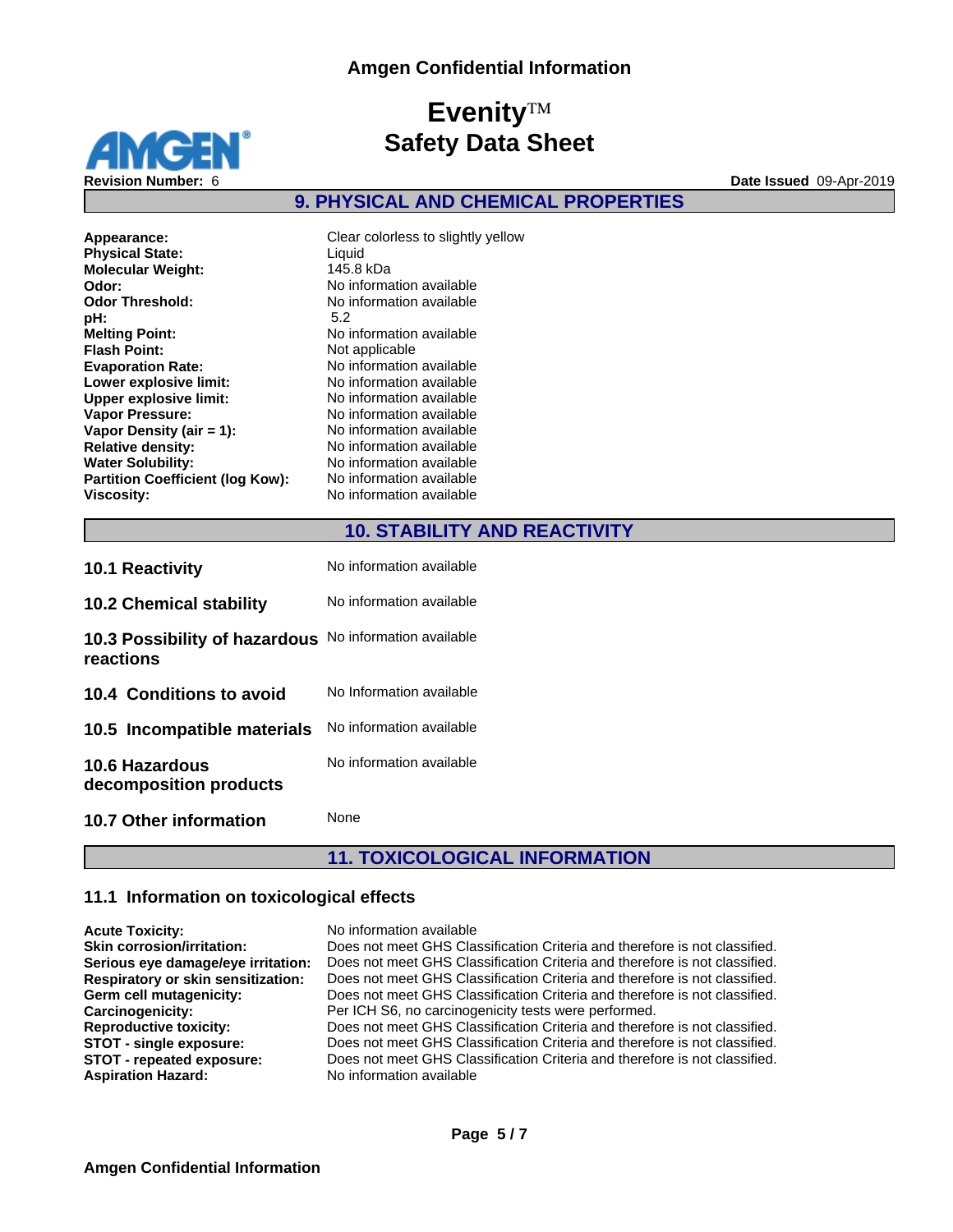## 9. PHYSICAL AND CHEMICAL PROPERTIES

| | |
|---|---|
| **Appearance:** | Clear colorless to slightly yellow |
| **Physical State:** | Liquid |
| **Molecular Weight:** | 145.8 kDa |
| **Odor:** | No information available |
| **Odor Threshold:** | No information available |
| **pH:** | 5.2 |
| **Melting Point:** | No information available |
| **Flash Point:** | Not applicable |
| **Evaporation Rate:** | No information available |
| **Lower explosive limit:** | No information available |
| **Upper explosive limit:** | No information available |
| **Vapor Pressure:** | No information available |
| **Vapor Density (air = 1):** | No information available |
| **Relative density:** | No information available |
| **Water Solubility:** | No information available |
| **Partition Coefficient (log Kow):** | No information available |
| **Viscosity:** | No information available |

## 10. STABILITY AND REACTIVITY

| | |
|---|---|
| **10.1 Reactivity** | No information available |
| **10.2 Chemical stability** | No information available |
| **10.3 Possibility of hazardous reactions** | No information available |
| **10.4 Conditions to avoid** | No Information available |
| **10.5 Incompatible materials** | No information available |
| **10.6 Hazardous decomposition products** | No information available |
| **10.7 Other information** | None |

## 11. TOXICOLOGICAL INFORMATION

### 11.1 Information on toxicological effects

| | |
|---|---|
| **Acute Toxicity:** | No information available |
| **Skin corrosion/irritation:** | Does not meet GHS Classification Criteria and therefore is not classified. |
| **Serious eye damage/eye irritation:** | Does not meet GHS Classification Criteria and therefore is not classified. |
| **Respiratory or skin sensitization:** | Does not meet GHS Classification Criteria and therefore is not classified. |
| **Germ cell mutagenicity:** | Does not meet GHS Classification Criteria and therefore is not classified. |
| **Carcinogenicity:** | Per ICH S6, no carcinogenicity tests were performed. |
| **Reproductive toxicity:** | Does not meet GHS Classification Criteria and therefore is not classified. |
| **STOT - single exposure:** | Does not meet GHS Classification Criteria and therefore is not classified. |
| **STOT - repeated exposure:** | Does not meet GHS Classification Criteria and therefore is not classified. |
| **Aspiration Hazard:** | No information available |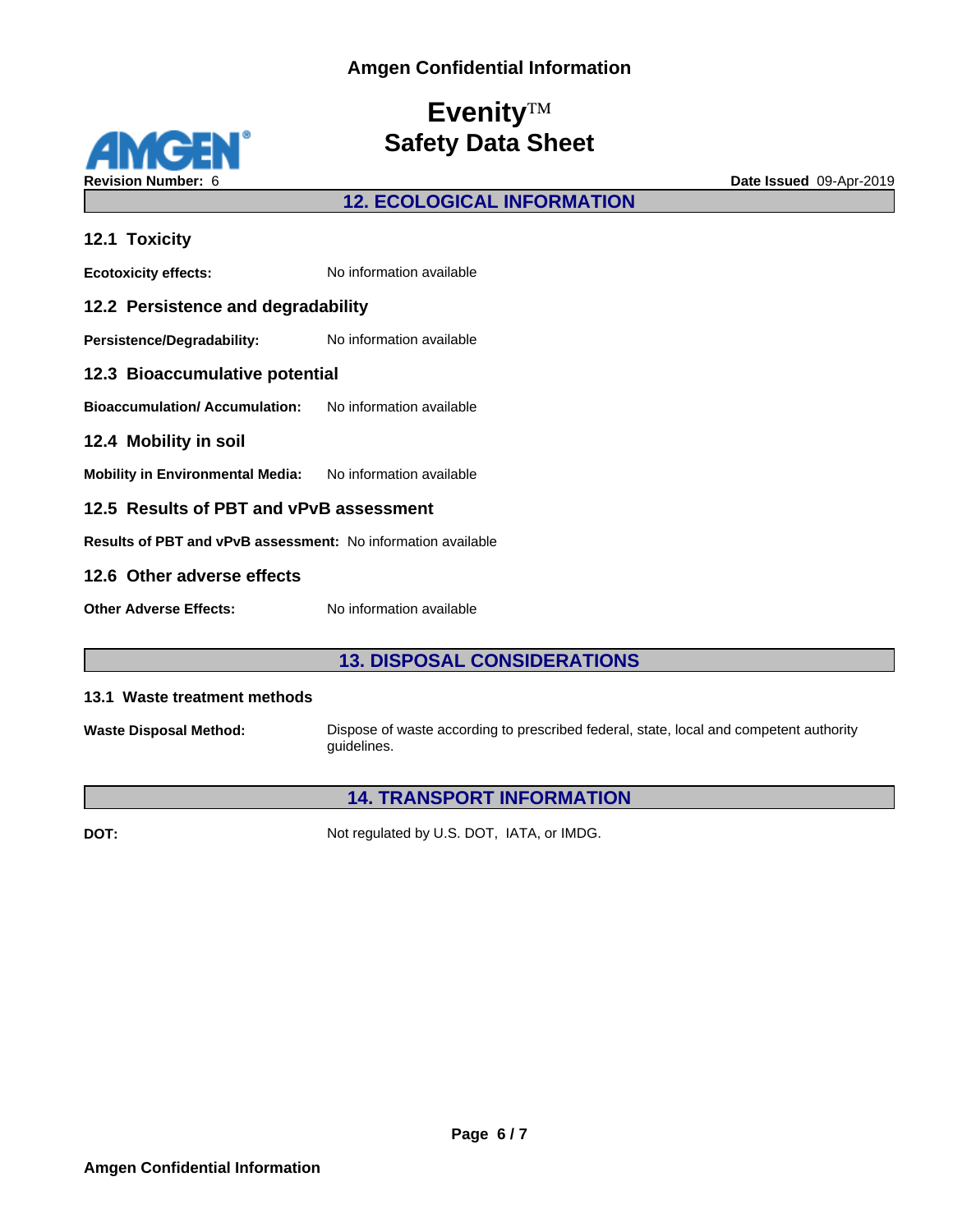## 12. ECOLOGICAL INFORMATION

### 12.1 Toxicity

**Ecotoxicity effects:** No information available

### 12.2 Persistence and degradability

**Persistence/Degradability:** No information available

### 12.3 Bioaccumulative potential

**Bioaccumulation/ Accumulation:** No information available

### 12.4 Mobility in soil

**Mobility in Environmental Media:** No information available

### 12.5 Results of PBT and vPvB assessment

**Results of PBT and vPvB assessment:** No information available

### 12.6 Other adverse effects

**Other Adverse Effects:** No information available

## 13. DISPOSAL CONSIDERATIONS

### 13.1 Waste treatment methods

**Waste Disposal Method:** Dispose of waste according to prescribed federal, state, local and competent authority guidelines.

## 14. TRANSPORT INFORMATION

**DOT:** Not regulated by U.S. DOT, IATA, or IMDG.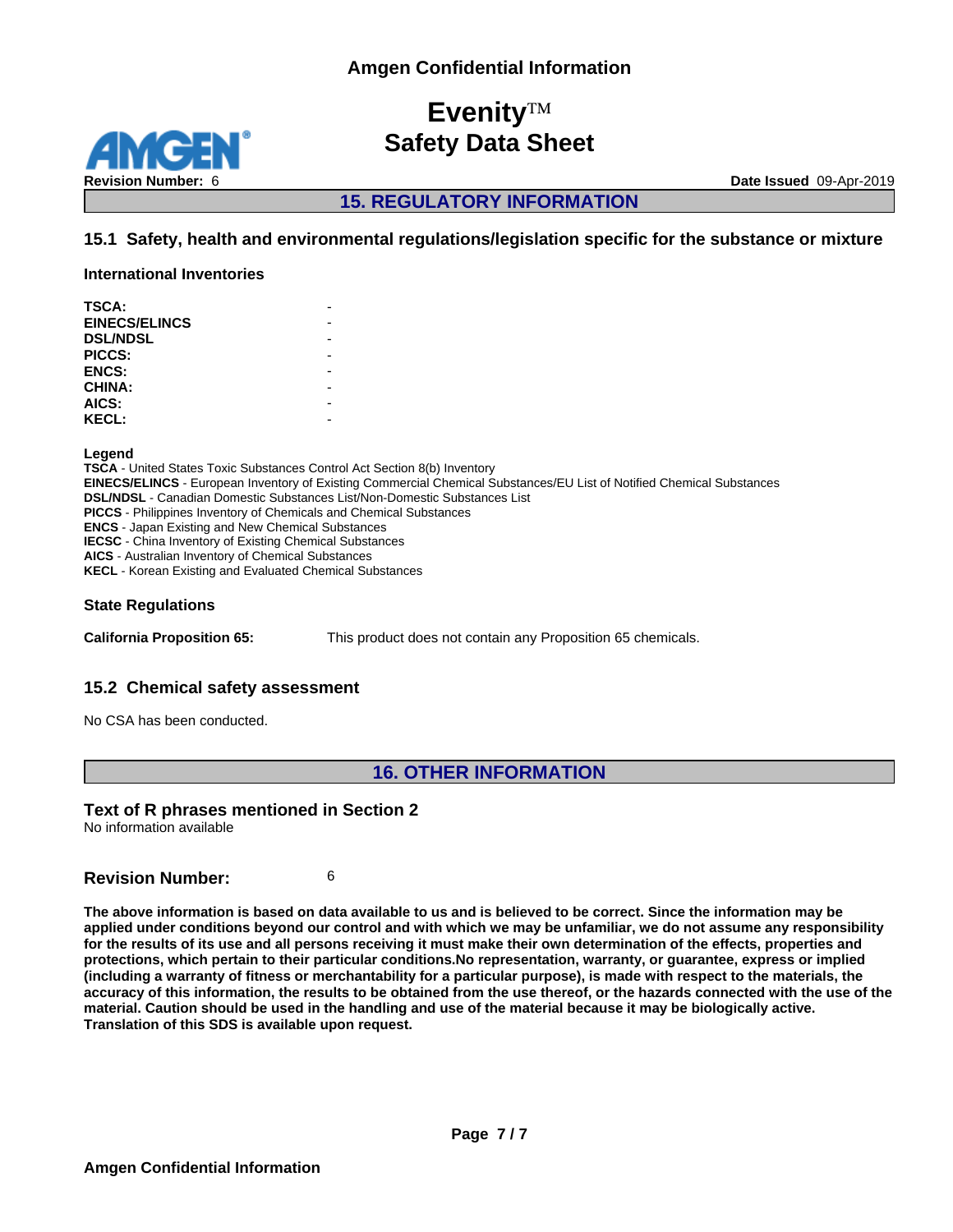## 15. REGULATORY INFORMATION

### 15.1 Safety, health and environmental regulations/legislation specific for the substance or mixture

**International Inventories**

| | |
|---|---|
| **TSCA:** | - |
| **EINECS/ELINCS** | - |
| **DSL/NDSL** | - |
| **PICCS:** | - |
| **ENCS:** | - |
| **CHINA:** | - |
| **AICS:** | - |
| **KECL:** | - |

**Legend**
**TSCA** - United States Toxic Substances Control Act Section 8(b) Inventory
**EINECS/ELINCS** - European Inventory of Existing Commercial Chemical Substances/EU List of Notified Chemical Substances
**DSL/NDSL** - Canadian Domestic Substances List/Non-Domestic Substances List
**PICCS** - Philippines Inventory of Chemicals and Chemical Substances
**ENCS** - Japan Existing and New Chemical Substances
**IECSC** - China Inventory of Existing Chemical Substances
**AICS** - Australian Inventory of Chemical Substances
**KECL** - Korean Existing and Evaluated Chemical Substances

**State Regulations**

**California Proposition 65:** This product does not contain any Proposition 65 chemicals.

### 15.2 Chemical safety assessment

No CSA has been conducted.

## 16. OTHER INFORMATION

### Text of R phrases mentioned in Section 2

No information available

**Revision Number:** 6

**The above information is based on data available to us and is believed to be correct. Since the information may be applied under conditions beyond our control and with which we may be unfamiliar, we do not assume any responsibility for the results of its use and all persons receiving it must make their own determination of the effects, properties and protections, which pertain to their particular conditions.No representation, warranty, or guarantee, express or implied (including a warranty of fitness or merchantability for a particular purpose), is made with respect to the materials, the accuracy of this information, the results to be obtained from the use thereof, or the hazards connected with the use of the material. Caution should be used in the handling and use of the material because it may be biologically active. Translation of this SDS is available upon request.**